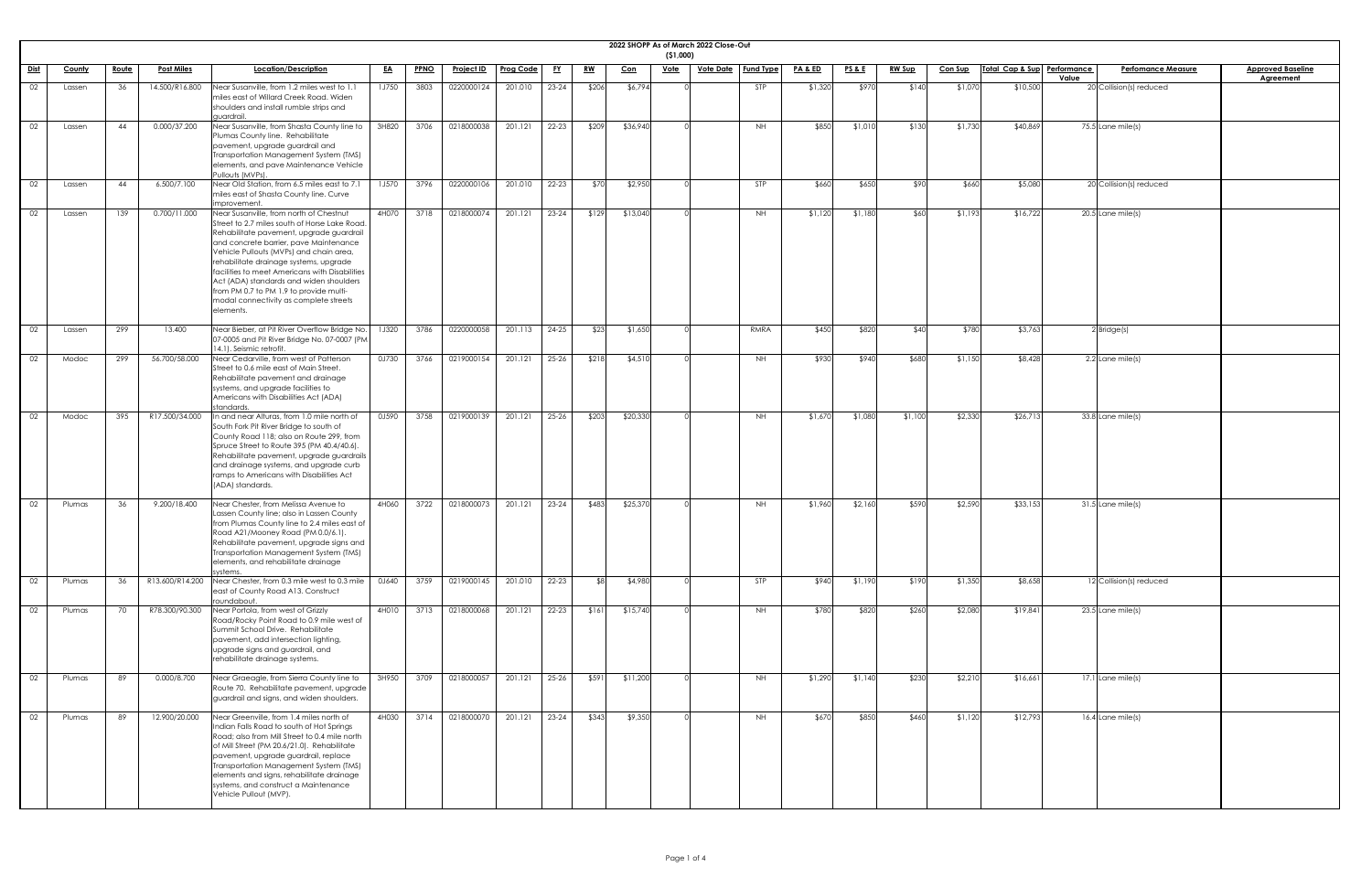# 2022 SHOPP As of March 2022 Close-Out

($1,000)

| Dist | County | Route | Post Miles | Location/Description | EA | PPNO | Project ID | Prog Code | FY | RW | Con | Vote | Vote Date | Fund Type | PA & ED | PS & E | RW Sup | Con Sup | Total Cap & Sup | Performance Value | Perfomance Measure | Approved Baseline Agreement |
|---|---|---|---|---|---|---|---|---|---|---|---|---|---|---|---|---|---|---|---|---|---|---|
| 02 | Lassen | 36 | 14.500/R16.800 | Near Susanville, from 1.2 miles west to 1.1 miles east of Willard Creek Road. Widen shoulders and install rumble strips and guardrail. | 1J750 | 3803 | 0220000124 | 201.010 | 23-24 | $206 | $6,794 | 0 | | STP | $1,320 | $970 | $140 | $1,070 | $10,500 | 20 | Collision(s) reduced | |
| 02 | Lassen | 44 | 0.000/37.200 | Near Susanville, from Shasta County line to Plumas County line. Rehabilitate pavement, upgrade guardrail and Transportation Management System (TMS) elements, and pave Maintenance Vehicle Pullouts (MVPs). | 3H820 | 3706 | 0218000038 | 201.121 | 22-23 | $209 | $36,940 | 0 | | NH | $850 | $1,010 | $130 | $1,730 | $40,869 | 75.5 | Lane mile(s) | |
| 02 | Lassen | 44 | 6.500/7.100 | Near Old Station, from 6.5 miles east to 7.1 miles east of Shasta County line. Curve improvement. | 1J570 | 3796 | 0220000106 | 201.010 | 22-23 | $70 | $2,950 | 0 | | STP | $660 | $650 | $90 | $660 | $5,080 | 20 | Collision(s) reduced | |
| 02 | Lassen | 139 | 0.700/11.000 | Near Susanville, from north of Chestnut Street to 2.7 miles south of Horse Lake Road. Rehabilitate pavement, upgrade guardrail and concrete barrier, pave Maintenance Vehicle Pullouts (MVPs) and chain area, rehabilitate drainage systems, upgrade facilities to meet Americans with Disabilities Act (ADA) standards and widen shoulders from PM 0.7 to PM 1.9 to provide multi-modal connectivity as complete streets elements. | 4H070 | 3718 | 0218000074 | 201.121 | 23-24 | $129 | $13,040 | 0 | | NH | $1,120 | $1,180 | $60 | $1,193 | $16,722 | 20.5 | Lane mile(s) | |
| 02 | Lassen | 299 | 13.400 | Near Bieber, at Pit River Overflow Bridge No. 07-0005 and Pit River Bridge No. 07-0007 (PM 14.1). Seismic retrofit. | 1J320 | 3786 | 0220000058 | 201.113 | 24-25 | $23 | $1,650 | 0 | | RMRA | $450 | $820 | $40 | $780 | $3,763 | 2 | Bridge(s) | |
| 02 | Modoc | 299 | 56.700/58.000 | Near Cedarville, from west of Patterson Street to 0.6 mile east of Main Street. Rehabilitate pavement and drainage systems, and upgrade facilities to Americans with Disabilities Act (ADA) standards. | 0J730 | 3766 | 0219000154 | 201.121 | 25-26 | $218 | $4,510 | 0 | | NH | $930 | $940 | $680 | $1,150 | $8,428 | 2.2 | Lane mile(s) | |
| 02 | Modoc | 395 | R17.500/34.000 | In and near Alturas, from 1.0 mile north of South Fork Pit River Bridge to south of County Road 118; also on Route 299, from Spruce Street to Route 395 (PM 40.4/40.6). Rehabilitate pavement, upgrade guardrails and drainage systems, and upgrade curb ramps to Americans with Disabilities Act (ADA) standards. | 0J590 | 3758 | 0219000139 | 201.121 | 25-26 | $203 | $20,330 | 0 | | NH | $1,670 | $1,080 | $1,100 | $2,330 | $26,713 | 33.8 | Lane mile(s) | |
| 02 | Plumas | 36 | 9.200/18.400 | Near Chester, from Melissa Avenue to Lassen County line; also in Lassen County from Plumas County line to 2.4 miles east of Road A21/Mooney Road (PM 0.0/6.1). Rehabilitate pavement, upgrade signs and Transportation Management System (TMS) elements, and rehabilitate drainage systems. | 4H060 | 3722 | 0218000073 | 201.121 | 23-24 | $483 | $25,370 | 0 | | NH | $1,960 | $2,160 | $590 | $2,590 | $33,153 | 31.5 | Lane mile(s) | |
| 02 | Plumas | 36 | R13.600/R14.200 | Near Chester, from 0.3 mile west to 0.3 mile east of County Road A13. Construct roundabout. | 0J640 | 3759 | 0219000145 | 201.010 | 22-23 | $8 | $4,980 | 0 | | STP | $940 | $1,190 | $190 | $1,350 | $8,658 | 12 | Collision(s) reduced | |
| 02 | Plumas | 70 | R78.300/90.300 | Near Portola, from west of Grizzly Road/Rocky Point Road to 0.9 mile west of Summit School Drive. Rehabilitate pavement, add intersection lighting, upgrade signs and guardrail, and rehabilitate drainage systems. | 4H010 | 3713 | 0218000068 | 201.121 | 22-23 | $161 | $15,740 | 0 | | NH | $780 | $820 | $260 | $2,080 | $19,841 | 23.5 | Lane mile(s) | |
| 02 | Plumas | 89 | 0.000/8.700 | Near Graeagle, from Sierra County line to Route 70. Rehabilitate pavement, upgrade guardrail and signs, and widen shoulders. | 3H950 | 3709 | 0218000057 | 201.121 | 25-26 | $591 | $11,200 | 0 | | NH | $1,290 | $1,140 | $230 | $2,210 | $16,661 | 17.1 | Lane mile(s) | |
| 02 | Plumas | 89 | 12.900/20.000 | Near Greenville, from 1.4 miles north of Indian Falls Road to south of Hot Springs Road; also from Mill Street to 0.4 mile north of Mill Street (PM 20.6/21.0). Rehabilitate pavement, upgrade guardrail, replace Transportation Management System (TMS) elements and signs, rehabilitate drainage systems, and construct a Maintenance Vehicle Pullout (MVP). | 4H030 | 3714 | 0218000070 | 201.121 | 23-24 | $343 | $9,350 | 0 | | NH | $670 | $850 | $460 | $1,120 | $12,793 | 16.4 | Lane mile(s) | |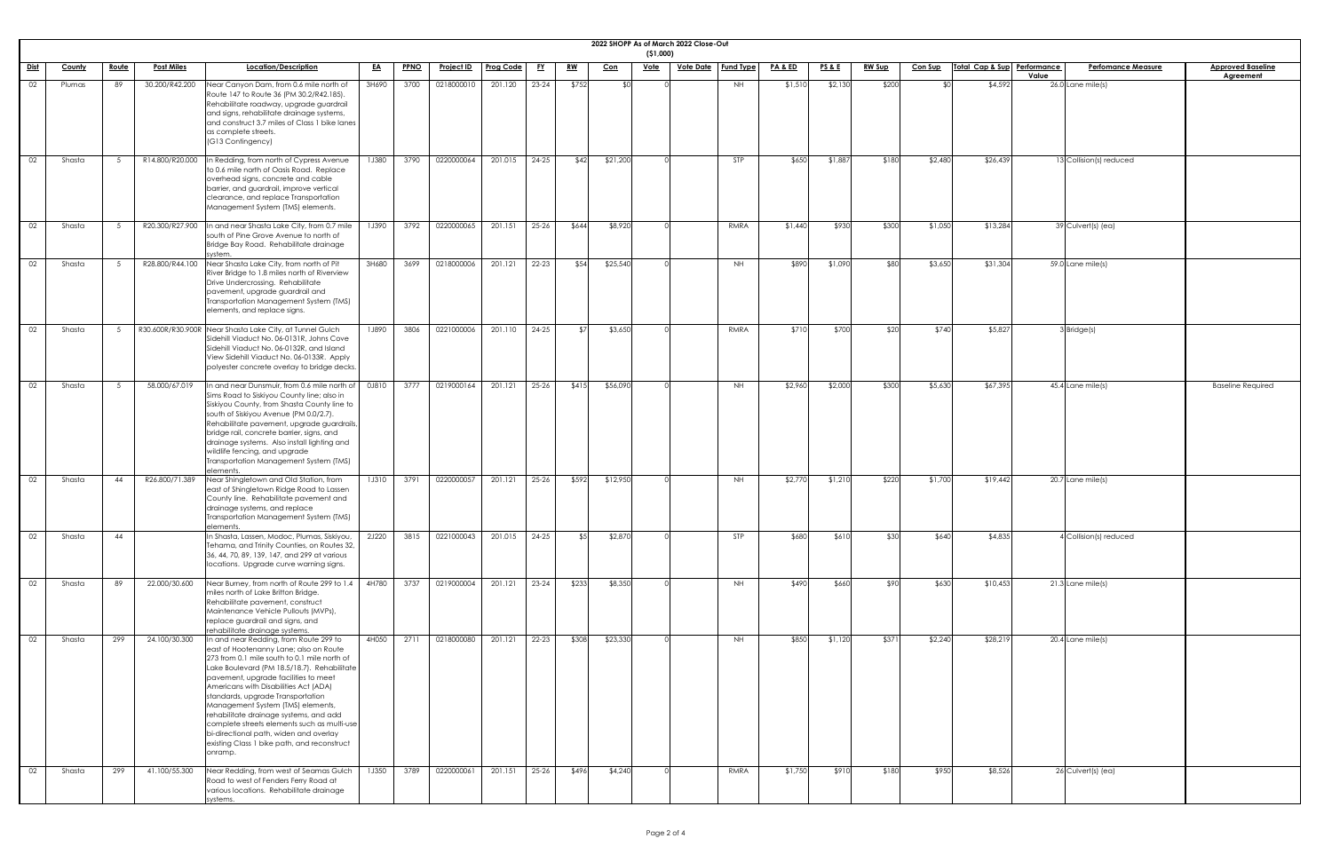# 2022 SHOPP As of March 2022 Close-Out

($1,000)

| Dist | County | Route | Post Miles | Location/Description | EA | PPNO | Project ID | Prog Code | FY | RW | Con | Vote | Vote Date | Fund Type | PA & ED | PS & E | RW Sup | Con Sup | Total Cap & Sup | Performance Value | Perfomance Measure | Approved Baseline Agreement |
|---|---|---|---|---|---|---|---|---|---|---|---|---|---|---|---|---|---|---|---|---|---|---|
| 02 | Plumas | 89 | 30.200/R42.200 | Near Canyon Dam, from 0.6 mile north of Route 147 to Route 36 (PM 30.2/R42.185). Rehabilitate roadway, upgrade guardrail and signs, rehabilitate drainage systems, and construct 3.7 miles of Class 1 bike lanes as complete streets. (G13 Contingency) | 3H690 | 3700 | 0218000010 | 201.120 | 23-24 | $752 | $0 | 0 | | NH | $1,510 | $2,130 | $200 | $0 | $4,592 | 26.0 | Lane mile(s) | |
| 02 | Shasta | 5 | R14.800/R20.000 | In Redding, from north of Cypress Avenue to 0.6 mile north of Oasis Road. Replace overhead signs, concrete and cable barrier, and guardrail, improve vertical clearance, and replace Transportation Management System (TMS) elements. | 1J380 | 3790 | 0220000064 | 201.015 | 24-25 | $42 | $21,200 | 0 | | STP | $650 | $1,887 | $180 | $2,480 | $26,439 | 13 | Collision(s) reduced | |
| 02 | Shasta | 5 | R20.300/R27.900 | In and near Shasta Lake City, from 0.7 mile south of Pine Grove Avenue to north of Bridge Bay Road. Rehabilitate drainage system. | 1J390 | 3792 | 0220000065 | 201.151 | 25-26 | $644 | $8,920 | 0 | | RMRA | $1,440 | $930 | $300 | $1,050 | $13,284 | 39 | Culvert(s) (ea) | |
| 02 | Shasta | 5 | R28.800/R44.100 | Near Shasta Lake City, from north of Pit River Bridge to 1.8 miles north of Riverview Drive Undercrossing. Rehabilitate pavement, upgrade guardrail and Transportation Management System (TMS) elements, and replace signs. | 3H680 | 3699 | 0218000006 | 201.121 | 22-23 | $54 | $25,540 | 0 | | NH | $890 | $1,090 | $80 | $3,650 | $31,304 | 59.0 | Lane mile(s) | |
| 02 | Shasta | 5 | R30.600R/R30.900R | Near Shasta Lake City, at Tunnel Gulch Sidehill Viaduct No. 06-0131R, Johns Cove Sidehill Viaduct No. 06-0132R, and Island View Sidehill Viaduct No. 06-0133R. Apply polyester concrete overlay to bridge decks. | 1J890 | 3806 | 0221000006 | 201.110 | 24-25 | $7 | $3,650 | 0 | | RMRA | $710 | $700 | $20 | $740 | $5,827 | 3 | Bridge(s) | |
| 02 | Shasta | 5 | 58.000/67.019 | In and near Dunsmuir, from 0.6 mile north of Sims Road to Siskiyou County line; also in Siskiyou County, from Shasta County line to south of Siskiyou Avenue (PM 0.0/2.7). Rehabilitate pavement, upgrade guardrails, bridge rail, concrete barrier, signs, and drainage systems. Also install lighting and wildlife fencing, and upgrade Transportation Management System (TMS) elements. | 0J810 | 3777 | 0219000164 | 201.121 | 25-26 | $415 | $56,090 | 0 | | NH | $2,960 | $2,000 | $300 | $5,630 | $67,395 | 45.4 | Lane mile(s) | Baseline Required |
| 02 | Shasta | 44 | R26.800/71.389 | Near Shingletown and Old Station, from east of Shingletown Ridge Road to Lassen County line. Rehabilitate pavement and drainage systems, and replace Transportation Management System (TMS) elements. | 1J310 | 3791 | 0220000057 | 201.121 | 25-26 | $592 | $12,950 | 0 | | NH | $2,770 | $1,210 | $220 | $1,700 | $19,442 | 20.7 | Lane mile(s) | |
| 02 | Shasta | 44 | | In Shasta, Lassen, Modoc, Plumas, Siskiyou, Tehama, and Trinity Counties, on Routes 32, 36, 44, 70, 89, 139, 147, and 299 at various locations. Upgrade curve warning signs. | 2J220 | 3815 | 0221000043 | 201.015 | 24-25 | $5 | $2,870 | 0 | | STP | $680 | $610 | $30 | $640 | $4,835 | 4 | Collision(s) reduced | |
| 02 | Shasta | 89 | 22.000/30.600 | Near Burney, from north of Route 299 to 1.4 miles north of Lake Britton Bridge. Rehabilitate pavement, construct Maintenance Vehicle Pullouts (MVPs), replace guardrail and signs, and rehabilitate drainage systems. | 4H780 | 3737 | 0219000004 | 201.121 | 23-24 | $233 | $8,350 | 0 | | NH | $490 | $660 | $90 | $630 | $10,453 | 21.3 | Lane mile(s) | |
| 02 | Shasta | 299 | 24.100/30.300 | In and near Redding, from Route 299 to east of Hootenanny Lane; also on Route 273 from 0.1 mile south to 0.1 mile north of Lake Boulevard (PM 18.5/18.7). Rehabilitate pavement, upgrade facilities to meet Americans with Disabilities Act (ADA) standards, upgrade Transportation Management System (TMS) elements, rehabilitate drainage systems, and add complete streets elements such as multi-use bi-directional path, widen and overlay existing Class 1 bike path, and reconstruct onramp. | 4H050 | 2711 | 0218000080 | 201.121 | 22-23 | $308 | $23,330 | 0 | | NH | $850 | $1,120 | $371 | $2,240 | $28,219 | 20.4 | Lane mile(s) | |
| 02 | Shasta | 299 | 41.100/55.300 | Near Redding, from west of Seamas Gulch Road to west of Fenders Ferry Road at various locations. Rehabilitate drainage systems. | 1J350 | 3789 | 0220000061 | 201.151 | 25-26 | $496 | $4,240 | 0 | | RMRA | $1,750 | $910 | $180 | $950 | $8,526 | 26 | Culvert(s) (ea) | |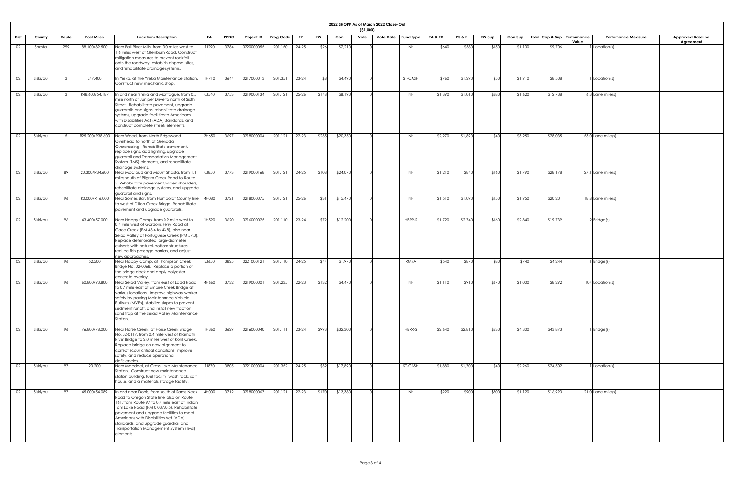2022 SHOPP As of March 2022 Close-Out
($1,000)

| Dist | County | Route | Post Miles | Location/Description | EA | PPNO | Project ID | Prog Code | FY | RW | Con | Vote | Vote Date | Fund Type | PA & ED | PS & E | RW Sup | Con Sup | Total Cap & Sup | Performance Value | Perfomance Measure | Approved Baseline Agreement |
|---|---|---|---|---|---|---|---|---|---|---|---|---|---|---|---|---|---|---|---|---|---|---|
| 02 | Shasta | 299 | 88.100/89.500 | Near Fall River Mills, from 3.0 miles west to 1.6 miles west of Glenburn Road. Construct mitigation measures to prevent rockfall onto the roadway, establish disposal sites, and rehabilitate drainage systems. | 1J290 | 3784 | 0220000055 | 201.150 | 24-25 | $26 | $7,210 | 0 | | NH | $640 | $580 | $150 | $1,100 | $9,706 | 1 | Location(s) | |
| 02 | Siskiyou | 3 | L47.400 | In Yreka, at the Yreka Maintenance Station. Construct new mechanic shop. | 1H710 | 3644 | 0217000013 | 201.351 | 23-24 | $8 | $4,490 | 0 | | ST-CASH | $760 | $1,290 | $50 | $1,910 | $8,508 | 1 | Location(s) | |
| 02 | Siskiyou | 3 | R48.600/54.187 | In and near Yreka and Montague, from 0.5 mile north of Juniper Drive to north of Sixth Street. Rehabilitate pavement, upgrade guardrails and signs, rehabilitate drainage systems, upgrade facilities to Americans with Disabilities Act (ADA) standards, and construct complete streets elements. | 0J540 | 3753 | 0219000134 | 201.121 | 25-26 | $148 | $8,190 | 0 | | NH | $1,390 | $1,010 | $380 | $1,620 | $12,738 | 6.3 | Lane mile(s) | |
| 02 | Siskiyou | 5 | R25.200/R38.600 | Near Weed, from North Edgewood Overhead to north of Grenada Overcrossing. Rehabilitate pavement, replace signs, add lighting, upgrade guardrail and Transportation Management System (TMS) elements, and rehabilitate drainage systems. | 3H650 | 3697 | 0218000004 | 201.121 | 22-23 | $235 | $20,350 | 0 | | NH | $2,270 | $1,890 | $40 | $3,250 | $28,035 | 53.0 | Lane mile(s) | |
| 02 | Siskiyou | 89 | 20.300/R34.600 | Near McCloud and Mount Shasta, from 1.1 miles south of Pilgrim Creek Road to Route 5. Rehabilitate pavement, widen shoulders, rehabilitate drainage systems, and upgrade guardrail and signs. | 0J850 | 3773 | 0219000168 | 201.121 | 24-25 | $108 | $24,070 | 0 | | NH | $1,210 | $840 | $160 | $1,790 | $28,178 | 27.1 | Lane mile(s) | |
| 02 | Siskiyou | 96 | R0.000/R16.000 | Near Somes Bar, from Humboldt County line to west of Dillon Creek Bridge. Rehabilitate pavement and upgrade guardrails. | 4H080 | 3721 | 0218000075 | 201.121 | 25-26 | $31 | $15,470 | 0 | | NH | $1,510 | $1,090 | $150 | $1,950 | $20,201 | 18.8 | Lane mile(s) | |
| 02 | Siskiyou | 96 | 43.400/57.000 | Near Happy Camp, from 0.9 mile west to 0.4 mile west of Gordons Ferry Road at Cade Creek (PM 43.4 to 43.8); also near Seiad Valley at Portuguese Creek (PM 57.0). Replace deteriorated large-diameter culverts with natural-bottom structures, reduce fish passage barriers, and adjust new approaches. | 1H590 | 3620 | 0216000025 | 201.110 | 23-24 | $79 | $12,200 | 0 | | HBRR-S | $1,720 | $2,740 | $160 | $2,840 | $19,739 | 2 | Bridge(s) | |
| 02 | Siskiyou | 96 | 52.500 | Near Happy Camp, at Thompson Creek Bridge No. 02-0068. Replace a portion of the bridge deck and apply polyester concrete overlay. | 2J650 | 3825 | 0221000121 | 201.110 | 24-25 | $44 | $1,970 | 0 | | RMRA | $540 | $870 | $80 | $740 | $4,244 | 1 | Bridge(s) | |
| 02 | Siskiyou | 96 | 60.800/93.800 | Near Seiad Valley, from east of Ladd Road to 0.7 mile east of Empire Creek Bridge at various locations. Improve highway worker safety by paving Maintenance Vehicle Pullouts (MVPs), stabilize slopes to prevent sediment runoff, and install new traction sand trap at the Seiad Valley Maintenance Station. | 4H660 | 3732 | 0219000001 | 201.235 | 22-23 | $132 | $4,470 | 0 | | NH | $1,110 | $910 | $670 | $1,000 | $8,292 | 104 | Location(s) | |
| 02 | Siskiyou | 96 | 76.800/78.000 | Near Horse Creek, at Horse Creek Bridge No. 02-0117, from 0.4 mile west of Klamath River Bridge to 2.0 miles west of Kohl Creek. Replace bridge on new alignment to correct scour critical conditions, improve safety, and reduce operational deficiencies. | 1H360 | 3629 | 0216000040 | 201.111 | 23-24 | $993 | $32,300 | 0 | | HBRR-S | $2,640 | $2,810 | $830 | $4,300 | $43,873 | 1 | Bridge(s) | |
| 02 | Siskiyou | 97 | 20.200 | Near Macdoel, at Grass Lake Maintenance Station. Construct new maintenance station building, fuel facility, wash rack, salt house, and a materials storage facility. | 1J870 | 3805 | 0221000004 | 201.352 | 24-25 | $32 | $17,890 | 0 | | ST-CASH | $1,880 | $1,700 | $40 | $2,960 | $24,502 | 1 | Location(s) | |
| 02 | Siskiyou | 97 | 45.000/54.089 | In and near Dorris, from south of Sams Neck Road to Oregon State line; also on Route 161, from Route 97 to 0.4 mile east of Indian Tom Lake Road (PM 0.037/0.5). Rehabilitate pavement and upgrade facilities to meet Americans with Disabilities Act (ADA) standards, and upgrade guardrail and Transportation Management System (TMS) elements. | 4H000 | 3712 | 0218000067 | 201.121 | 22-23 | $170 | $13,380 | 0 | | NH | $920 | $900 | $500 | $1,120 | $16,990 | 21.0 | Lane mile(s) | |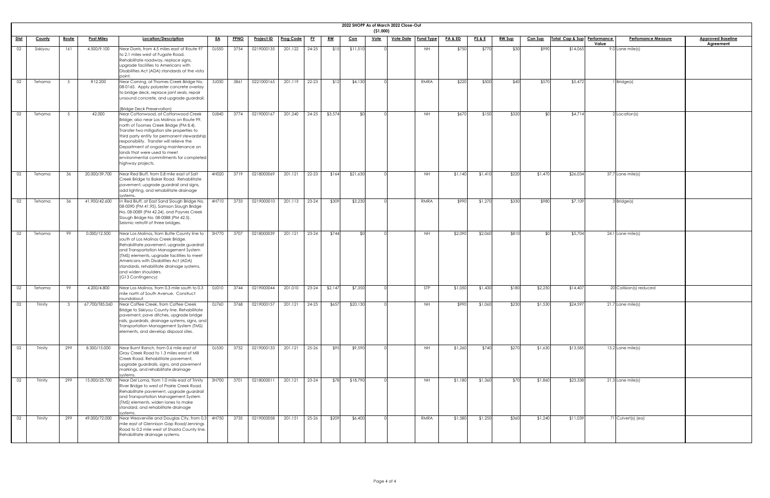# 2022 SHOPP As of March 2022 Close-Out

($1,000)

| Dist | County | Route | Post Miles | Location/Description | EA | PPNO | Project ID | Prog Code | FY | RW | Con | Vote | Vote Date | Fund Type | PA & ED | PS & E | RW Sup | Con Sup | Total Cap & Sup | Performance Value | Perfomance Measure | Approved Baseline Agreement |
|---|---|---|---|---|---|---|---|---|---|---|---|---|---|---|---|---|---|---|---|---|---|---|
| 02 | Siskiyou | 161 | 4.500/9.100 | Near Dorris, from 4.5 miles east of Route 97 to 2.1 miles west of Fugate Road. Rehabilitate roadway, replace signs, upgrade facilities to Americans with Disabilities Act (ADA) standards at the vista point. | 0J550 | 3754 | 0219000135 | 201.122 | 24-25 | $15 | $11,510 | 0 | | NH | $750 | $770 | $30 | $990 | $14,065 | 9.0 | Lane mile(s) | |
| 02 | Tehama | 5 | R12.200 | Near Corning, at Thomes Creek Bridge No. 08-0165. Apply polyester concrete overlay to bridge deck, replace joint seals, repair unsound concrete, and upgrade guardrail. (Bridge Deck Preservation) | 3J030 | 3861 | 0221000165 | 201.119 | 22-23 | $12 | $4,130 | 0 | | RMRA | $220 | $500 | $40 | $570 | $5,472 | 1 | Bridge(s) | |
| 02 | Tehama | 5 | 42.000 | Near Cottonwood, at Cottonwood Creek Bridge; also near Los Molinos on Route 99, north of Toomes Creek Bridge (PM 8.4). Transfer two mitigation site properties to third party entity for permanent stewardship responsibility. Transfer will relieve the Department of ongoing maintenance on lands that were used to meet environmental commitments for completed highway projects. | 0J840 | 3774 | 0219000167 | 201.240 | 24-25 | $3,574 | $0 | 0 | | NH | $670 | $150 | $320 | $0 | $4,714 | 2 | Location(s) | |
| 02 | Tehama | 36 | 20.000/39.700 | Near Red Bluff, from 0.8 mile east of Salt Creek Bridge to Baker Road. Rehabilitate pavement, upgrade guardrail and signs, add lighting, and rehabilitate drainage systems. | 4H020 | 3719 | 0218000069 | 201.121 | 22-23 | $164 | $21,630 | 0 | | NH | $1,140 | $1,410 | $220 | $1,470 | $26,034 | 37.7 | Lane mile(s) | |
| 02 | Tehama | 36 | 41.900/42.600 | In Red Bluff, at East Sand Slough Bridge No. 08-0090 (PM 41.95), Samson Slough Bridge No. 08-0089 (PM 42.24), and Paynes Creek Slough Bridge No. 08-0088 (PM 42.5). Seismic retrofit of three bridges. | 4H710 | 3733 | 0219000010 | 201.113 | 23-24 | $309 | $3,230 | 0 | | RMRA | $990 | $1,270 | $330 | $980 | $7,109 | 3 | Bridge(s) | |
| 02 | Tehama | 99 | 0.000/12.500 | Near Los Molinos, from Butte County line to south of Los Molinos Creek Bridge. Rehabilitate pavement, upgrade guardrail and Transportation Management System (TMS) elements, upgrade facilities to meet Americans with Disabilities Act (ADA) standards, rehabilitate drainage systems, and widen shoulders. (G13 Contingency) | 3H770 | 3707 | 0218000039 | 201.121 | 23-24 | $744 | $0 | 0 | | NH | $2,090 | $2,060 | $810 | $0 | $5,704 | 24.1 | Lane mile(s) | |
| 02 | Tehama | 99 | 4.200/4.800 | Near Los Molinos, from 0.3 mile south to 0.3 mile north of South Avenue. Construct roundabout. | 0J010 | 3744 | 0219000044 | 201.010 | 23-24 | $2,147 | $7,350 | 0 | | STP | $1,050 | $1,430 | $180 | $2,250 | $14,407 | 20 | Collision(s) reduced | |
| 02 | Trinity | 3 | 67.700/T85.060 | Near Coffee Creek, from Coffee Creek Bridge to Siskiyou County line. Rehabilitate pavement, pave ditches, upgrade bridge rails, guardrails, drainage systems, signs, and Transportation Management System (TMS) elements, and develop disposal sites. | 0J760 | 3768 | 0219000157 | 201.121 | 24-25 | $657 | $20,130 | 0 | | NH | $990 | $1,060 | $230 | $1,530 | $24,597 | 21.7 | Lane mile(s) | |
| 02 | Trinity | 299 | 8.300/15.000 | Near Burnt Ranch, from 0.6 mile east of Gray Creek Road to 1.3 miles east of Mill Creek Road. Rehabilitate pavement, upgrade guardrails, signs, and pavement markings, and rehabilitate drainage systems. | 0J530 | 3752 | 0219000133 | 201.121 | 25-26 | $95 | $9,590 | 0 | | NH | $1,260 | $740 | $270 | $1,630 | $13,585 | 13.2 | Lane mile(s) | |
| 02 | Trinity | 299 | 15.000/25.700 | Near Del Loma, from 1.0 mile east of Trinity River Bridge to west of Prairie Creek Road. Rehabilitate pavement, upgrade guardrail and Transportation Management System (TMS) elements, widen lanes to make standard, and rehabilitate drainage systems. | 3H700 | 3701 | 0218000011 | 201.121 | 23-24 | $78 | $18,790 | 0 | | NH | $1,180 | $1,360 | $70 | $1,860 | $23,338 | 21.3 | Lane mile(s) | |
| 02 | Trinity | 299 | 49.000/72.000 | Near Weaverville and Douglas City, from 0.3 mile east of Glennison Gap Road/Jennings Road to 0.2 mile west of Shasta County line. Rehabilitate drainage systems. | 4H750 | 3735 | 0219000058 | 201.151 | 25-26 | $209 | $6,400 | 0 | | RMRA | $1,580 | $1,250 | $360 | $1,240 | $11,039 | 71 | Culvert(s) (ea) | |